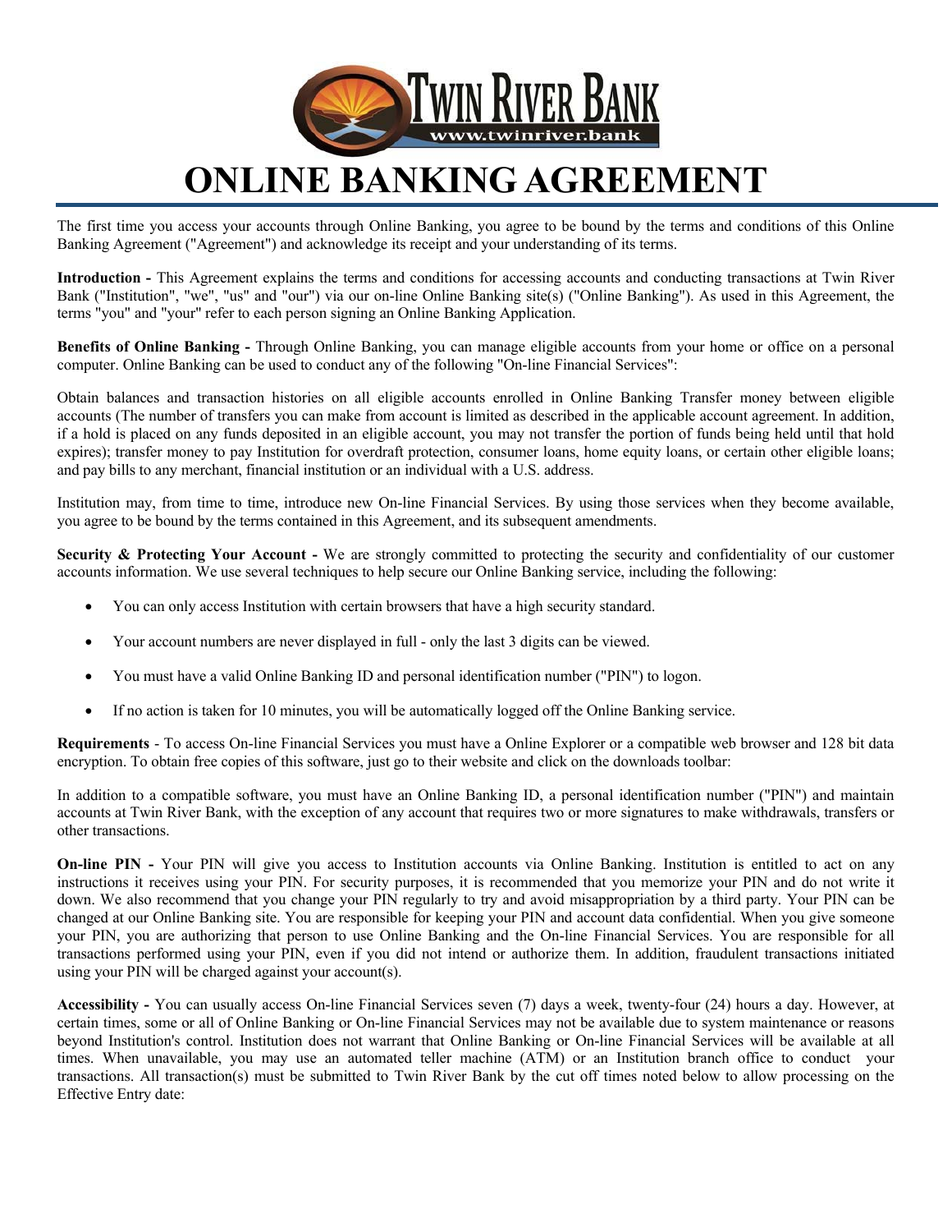# ONLINE BANKING AGREEMENT

The first time you access your accounts through Online Banking, you agree to be bound by the terms and conditions of this Online Banking Agreement ("Agreement") and acknowledge its receipt and your understanding of its terms.

**Introduction -** This Agreement explains the terms and conditions for accessing accounts and conducting transactions at Twin River Bank ("Institution", "we", "us" and "our") via our on-line Online Banking site(s) ("Online Banking"). As used in this Agreement, the terms "you" and "your" refer to each person signing an Online Banking Application.

**Benefits of Online Banking -** Through Online Banking, you can manage eligible accounts from your home or office on a personal computer. Online Banking can be used to conduct any of the following "On-line Financial Services":

Obtain balances and transaction histories on all eligible accounts enrolled in Online Banking Transfer money between eligible accounts (The number of transfers you can make from account is limited as described in the applicable account agreement. In addition, if a hold is placed on any funds deposited in an eligible account, you may not transfer the portion of funds being held until that hold expires); transfer money to pay Institution for overdraft protection, consumer loans, home equity loans, or certain other eligible loans; and pay bills to any merchant, financial institution or an individual with a U.S. address.

Institution may, from time to time, introduce new On-line Financial Services. By using those services when they become available, you agree to be bound by the terms contained in this Agreement, and its subsequent amendments.

**Security & Protecting Your Account -** We are strongly committed to protecting the security and confidentiality of our customer accounts information. We use several techniques to help secure our Online Banking service, including the following:

- You can only access Institution with certain browsers that have a high security standard.
- Your account numbers are never displayed in full - only the last 3 digits can be viewed.
- You must have a valid Online Banking ID and personal identification number ("PIN") to logon.
- If no action is taken for 10 minutes, you will be automatically logged off the Online Banking service.

**Requirements** - To access On-line Financial Services you must have a Online Explorer or a compatible web browser and 128 bit data encryption. To obtain free copies of this software, just go to their website and click on the downloads toolbar:

In addition to a compatible software, you must have an Online Banking ID, a personal identification number ("PIN") and maintain accounts at Twin River Bank, with the exception of any account that requires two or more signatures to make withdrawals, transfers or other transactions.

**On-line PIN -** Your PIN will give you access to Institution accounts via Online Banking. Institution is entitled to act on any instructions it receives using your PIN. For security purposes, it is recommended that you memorize your PIN and do not write it down. We also recommend that you change your PIN regularly to try and avoid misappropriation by a third party. Your PIN can be changed at our Online Banking site. You are responsible for keeping your PIN and account data confidential. When you give someone your PIN, you are authorizing that person to use Online Banking and the On-line Financial Services. You are responsible for all transactions performed using your PIN, even if you did not intend or authorize them. In addition, fraudulent transactions initiated using your PIN will be charged against your account(s).

**Accessibility -** You can usually access On-line Financial Services seven (7) days a week, twenty-four (24) hours a day. However, at certain times, some or all of Online Banking or On-line Financial Services may not be available due to system maintenance or reasons beyond Institution's control. Institution does not warrant that Online Banking or On-line Financial Services will be available at all times. When unavailable, you may use an automated teller machine (ATM) or an Institution branch office to conduct your transactions. All transaction(s) must be submitted to Twin River Bank by the cut off times noted below to allow processing on the Effective Entry date: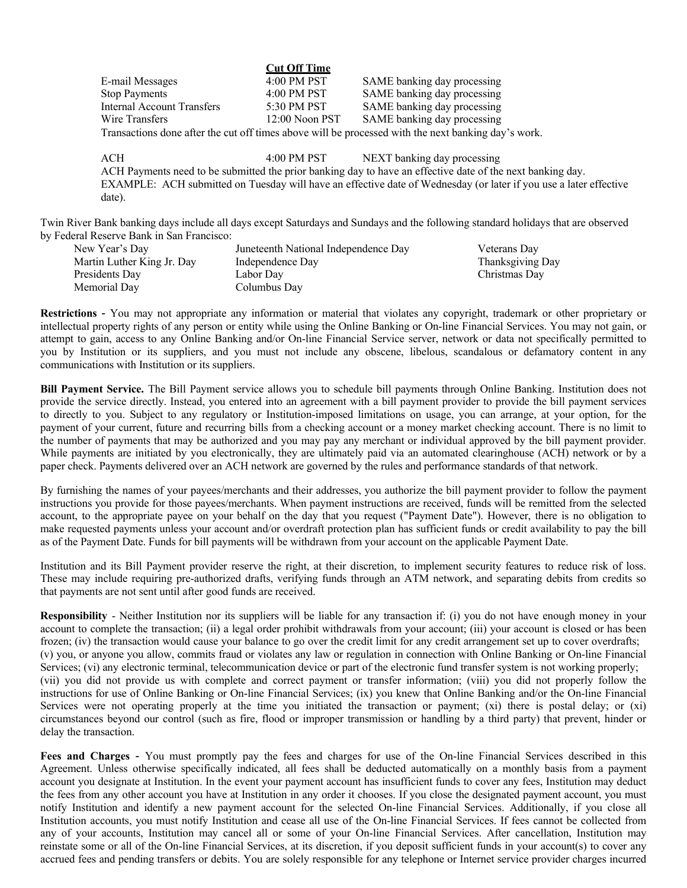| | Cut Off Time | |
|---|---|---|
| E-mail Messages | 4:00 PM PST | SAME banking day processing |
| Stop Payments | 4:00 PM PST | SAME banking day processing |
| Internal Account Transfers | 5:30 PM PST | SAME banking day processing |
| Wire Transfers | 12:00 Noon PST | SAME banking day processing |

Transactions done after the cut off times above will be processed with the next banking day's work.

| | | |
|---|---|---|
| ACH | 4:00 PM PST | NEXT banking day processing |

ACH Payments need to be submitted the prior banking day to have an effective date of the next banking day. EXAMPLE: ACH submitted on Tuesday will have an effective date of Wednesday (or later if you use a later effective date).

Twin River Bank banking days include all days except Saturdays and Sundays and the following standard holidays that are observed by Federal Reserve Bank in San Francisco:

| | | |
|---|---|---|
| New Year's Day | Juneteenth National Independence Day | Veterans Day |
| Martin Luther King Jr. Day | Independence Day | Thanksgiving Day |
| Presidents Day | Labor Day | Christmas Day |
| Memorial Day | Columbus Day | |

**Restrictions** - You may not appropriate any information or material that violates any copyright, trademark or other proprietary or intellectual property rights of any person or entity while using the Online Banking or On-line Financial Services. You may not gain, or attempt to gain, access to any Online Banking and/or On-line Financial Service server, network or data not specifically permitted to you by Institution or its suppliers, and you must not include any obscene, libelous, scandalous or defamatory content in any communications with Institution or its suppliers.

**Bill Payment Service.** The Bill Payment service allows you to schedule bill payments through Online Banking. Institution does not provide the service directly. Instead, you entered into an agreement with a bill payment provider to provide the bill payment services to directly to you. Subject to any regulatory or Institution-imposed limitations on usage, you can arrange, at your option, for the payment of your current, future and recurring bills from a checking account or a money market checking account. There is no limit to the number of payments that may be authorized and you may pay any merchant or individual approved by the bill payment provider. While payments are initiated by you electronically, they are ultimately paid via an automated clearinghouse (ACH) network or by a paper check. Payments delivered over an ACH network are governed by the rules and performance standards of that network.

By furnishing the names of your payees/merchants and their addresses, you authorize the bill payment provider to follow the payment instructions you provide for those payees/merchants. When payment instructions are received, funds will be remitted from the selected account, to the appropriate payee on your behalf on the day that you request ("Payment Date"). However, there is no obligation to make requested payments unless your account and/or overdraft protection plan has sufficient funds or credit availability to pay the bill as of the Payment Date. Funds for bill payments will be withdrawn from your account on the applicable Payment Date.

Institution and its Bill Payment provider reserve the right, at their discretion, to implement security features to reduce risk of loss. These may include requiring pre-authorized drafts, verifying funds through an ATM network, and separating debits from credits so that payments are not sent until after good funds are received.

**Responsibility** - Neither Institution nor its suppliers will be liable for any transaction if: (i) you do not have enough money in your account to complete the transaction; (ii) a legal order prohibit withdrawals from your account; (iii) your account is closed or has been frozen; (iv) the transaction would cause your balance to go over the credit limit for any credit arrangement set up to cover overdrafts; (v) you, or anyone you allow, commits fraud or violates any law or regulation in connection with Online Banking or On-line Financial Services; (vi) any electronic terminal, telecommunication device or part of the electronic fund transfer system is not working properly; (vii) you did not provide us with complete and correct payment or transfer information; (viii) you did not properly follow the instructions for use of Online Banking or On-line Financial Services; (ix) you knew that Online Banking and/or the On-line Financial Services were not operating properly at the time you initiated the transaction or payment; (xi) there is postal delay; or (xi) circumstances beyond our control (such as fire, flood or improper transmission or handling by a third party) that prevent, hinder or delay the transaction.

**Fees and Charges** - You must promptly pay the fees and charges for use of the On-line Financial Services described in this Agreement. Unless otherwise specifically indicated, all fees shall be deducted automatically on a monthly basis from a payment account you designate at Institution. In the event your payment account has insufficient funds to cover any fees, Institution may deduct the fees from any other account you have at Institution in any order it chooses. If you close the designated payment account, you must notify Institution and identify a new payment account for the selected On-line Financial Services. Additionally, if you close all Institution accounts, you must notify Institution and cease all use of the On-line Financial Services. If fees cannot be collected from any of your accounts, Institution may cancel all or some of your On-line Financial Services. After cancellation, Institution may reinstate some or all of the On-line Financial Services, at its discretion, if you deposit sufficient funds in your account(s) to cover any accrued fees and pending transfers or debits. You are solely responsible for any telephone or Internet service provider charges incurred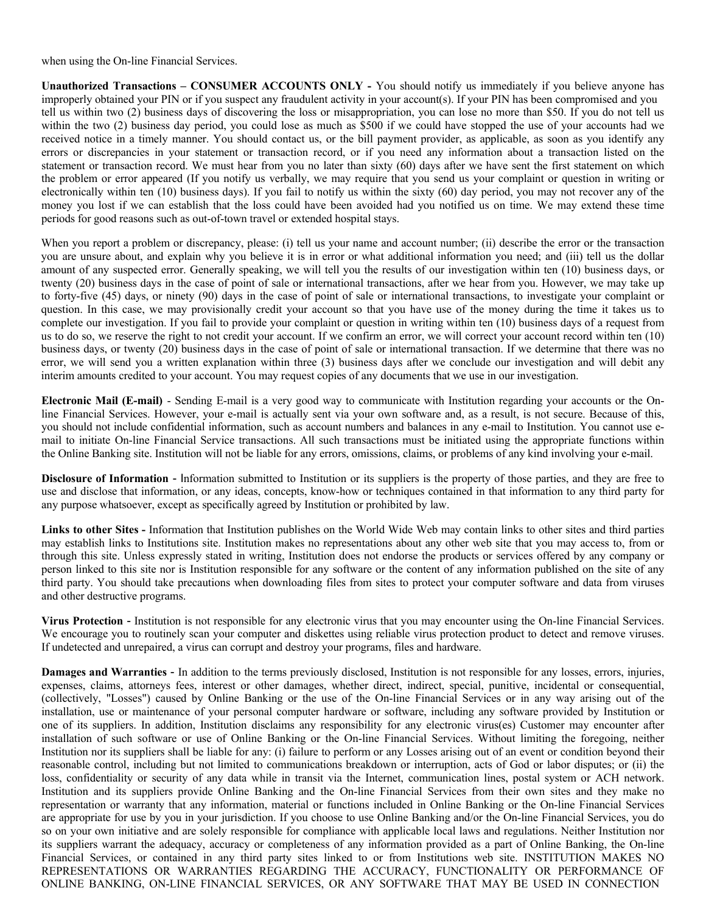when using the On-line Financial Services.

**Unauthorized Transactions – CONSUMER ACCOUNTS ONLY -** You should notify us immediately if you believe anyone has improperly obtained your PIN or if you suspect any fraudulent activity in your account(s). If your PIN has been compromised and you tell us within two (2) business days of discovering the loss or misappropriation, you can lose no more than $50. If you do not tell us within the two (2) business day period, you could lose as much as $500 if we could have stopped the use of your accounts had we received notice in a timely manner. You should contact us, or the bill payment provider, as applicable, as soon as you identify any errors or discrepancies in your statement or transaction record, or if you need any information about a transaction listed on the statement or transaction record. We must hear from you no later than sixty (60) days after we have sent the first statement on which the problem or error appeared (If you notify us verbally, we may require that you send us your complaint or question in writing or electronically within ten (10) business days). If you fail to notify us within the sixty (60) day period, you may not recover any of the money you lost if we can establish that the loss could have been avoided had you notified us on time. We may extend these time periods for good reasons such as out-of-town travel or extended hospital stays.

When you report a problem or discrepancy, please: (i) tell us your name and account number; (ii) describe the error or the transaction you are unsure about, and explain why you believe it is in error or what additional information you need; and (iii) tell us the dollar amount of any suspected error. Generally speaking, we will tell you the results of our investigation within ten (10) business days, or twenty (20) business days in the case of point of sale or international transactions, after we hear from you. However, we may take up to forty-five (45) days, or ninety (90) days in the case of point of sale or international transactions, to investigate your complaint or question. In this case, we may provisionally credit your account so that you have use of the money during the time it takes us to complete our investigation. If you fail to provide your complaint or question in writing within ten (10) business days of a request from us to do so, we reserve the right to not credit your account. If we confirm an error, we will correct your account record within ten (10) business days, or twenty (20) business days in the case of point of sale or international transaction. If we determine that there was no error, we will send you a written explanation within three (3) business days after we conclude our investigation and will debit any interim amounts credited to your account. You may request copies of any documents that we use in our investigation.

**Electronic Mail (E-mail)** - Sending E-mail is a very good way to communicate with Institution regarding your accounts or the On-line Financial Services. However, your e-mail is actually sent via your own software and, as a result, is not secure. Because of this, you should not include confidential information, such as account numbers and balances in any e-mail to Institution. You cannot use e-mail to initiate On-line Financial Service transactions. All such transactions must be initiated using the appropriate functions within the Online Banking site. Institution will not be liable for any errors, omissions, claims, or problems of any kind involving your e-mail.

**Disclosure of Information -** Information submitted to Institution or its suppliers is the property of those parties, and they are free to use and disclose that information, or any ideas, concepts, know-how or techniques contained in that information to any third party for any purpose whatsoever, except as specifically agreed by Institution or prohibited by law.

**Links to other Sites -** Information that Institution publishes on the World Wide Web may contain links to other sites and third parties may establish links to Institutions site. Institution makes no representations about any other web site that you may access to, from or through this site. Unless expressly stated in writing, Institution does not endorse the products or services offered by any company or person linked to this site nor is Institution responsible for any software or the content of any information published on the site of any third party. You should take precautions when downloading files from sites to protect your computer software and data from viruses and other destructive programs.

**Virus Protection -** Institution is not responsible for any electronic virus that you may encounter using the On-line Financial Services. We encourage you to routinely scan your computer and diskettes using reliable virus protection product to detect and remove viruses. If undetected and unrepaired, a virus can corrupt and destroy your programs, files and hardware.

**Damages and Warranties -** In addition to the terms previously disclosed, Institution is not responsible for any losses, errors, injuries, expenses, claims, attorneys fees, interest or other damages, whether direct, indirect, special, punitive, incidental or consequential, (collectively, "Losses") caused by Online Banking or the use of the On-line Financial Services or in any way arising out of the installation, use or maintenance of your personal computer hardware or software, including any software provided by Institution or one of its suppliers. In addition, Institution disclaims any responsibility for any electronic virus(es) Customer may encounter after installation of such software or use of Online Banking or the On-line Financial Services. Without limiting the foregoing, neither Institution nor its suppliers shall be liable for any: (i) failure to perform or any Losses arising out of an event or condition beyond their reasonable control, including but not limited to communications breakdown or interruption, acts of God or labor disputes; or (ii) the loss, confidentiality or security of any data while in transit via the Internet, communication lines, postal system or ACH network. Institution and its suppliers provide Online Banking and the On-line Financial Services from their own sites and they make no representation or warranty that any information, material or functions included in Online Banking or the On-line Financial Services are appropriate for use by you in your jurisdiction. If you choose to use Online Banking and/or the On-line Financial Services, you do so on your own initiative and are solely responsible for compliance with applicable local laws and regulations. Neither Institution nor its suppliers warrant the adequacy, accuracy or completeness of any information provided as a part of Online Banking, the On-line Financial Services, or contained in any third party sites linked to or from Institutions web site. INSTITUTION MAKES NO REPRESENTATIONS OR WARRANTIES REGARDING THE ACCURACY, FUNCTIONALITY OR PERFORMANCE OF ONLINE BANKING, ON-LINE FINANCIAL SERVICES, OR ANY SOFTWARE THAT MAY BE USED IN CONNECTION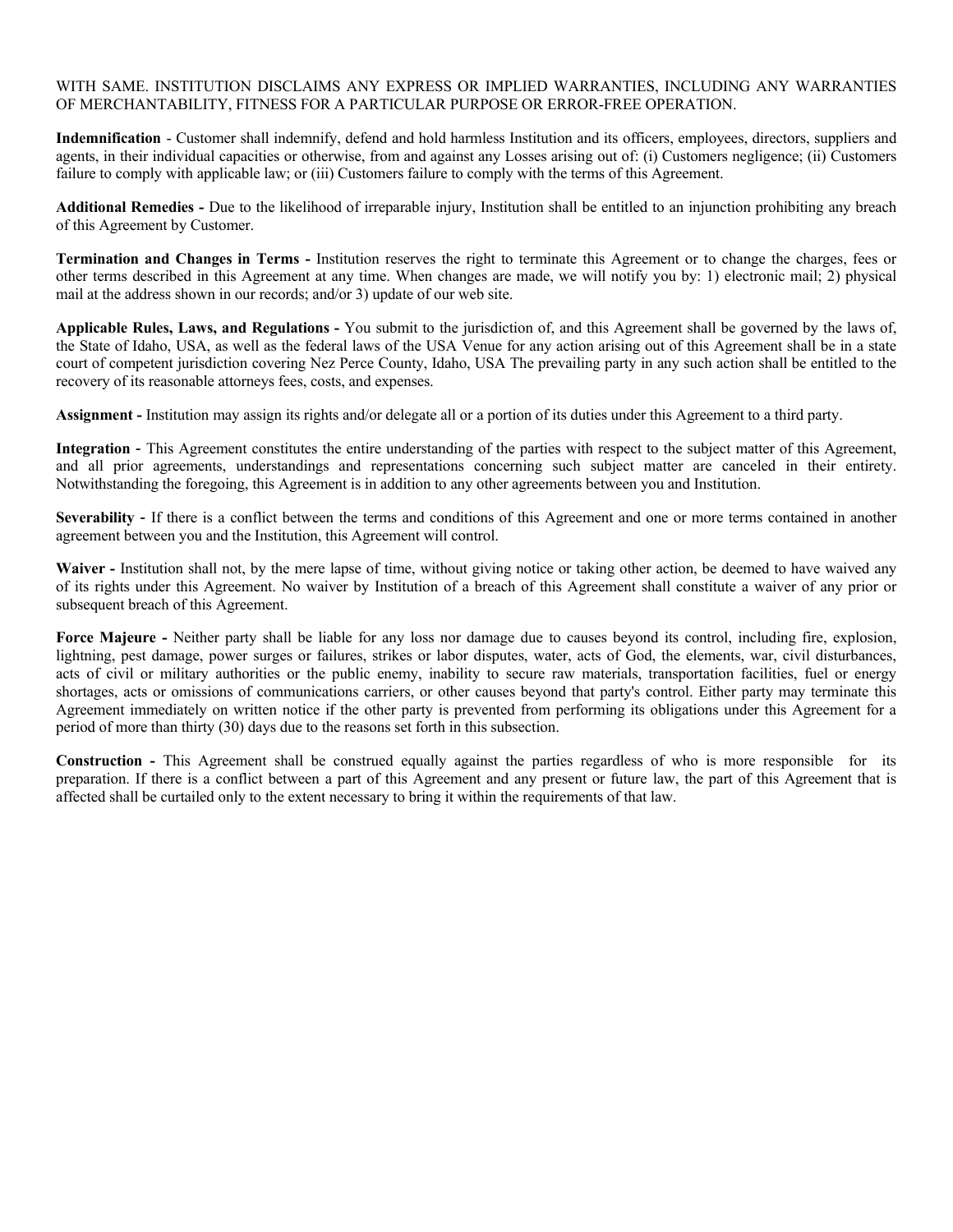WITH SAME. INSTITUTION DISCLAIMS ANY EXPRESS OR IMPLIED WARRANTIES, INCLUDING ANY WARRANTIES OF MERCHANTABILITY, FITNESS FOR A PARTICULAR PURPOSE OR ERROR-FREE OPERATION.

**Indemnification** - Customer shall indemnify, defend and hold harmless Institution and its officers, employees, directors, suppliers and agents, in their individual capacities or otherwise, from and against any Losses arising out of: (i) Customers negligence; (ii) Customers failure to comply with applicable law; or (iii) Customers failure to comply with the terms of this Agreement.

**Additional Remedies -** Due to the likelihood of irreparable injury, Institution shall be entitled to an injunction prohibiting any breach of this Agreement by Customer.

**Termination and Changes in Terms -** Institution reserves the right to terminate this Agreement or to change the charges, fees or other terms described in this Agreement at any time. When changes are made, we will notify you by: 1) electronic mail; 2) physical mail at the address shown in our records; and/or 3) update of our web site.

**Applicable Rules, Laws, and Regulations -** You submit to the jurisdiction of, and this Agreement shall be governed by the laws of, the State of Idaho, USA, as well as the federal laws of the USA Venue for any action arising out of this Agreement shall be in a state court of competent jurisdiction covering Nez Perce County, Idaho, USA The prevailing party in any such action shall be entitled to the recovery of its reasonable attorneys fees, costs, and expenses.

**Assignment -** Institution may assign its rights and/or delegate all or a portion of its duties under this Agreement to a third party.

**Integration -** This Agreement constitutes the entire understanding of the parties with respect to the subject matter of this Agreement, and all prior agreements, understandings and representations concerning such subject matter are canceled in their entirety. Notwithstanding the foregoing, this Agreement is in addition to any other agreements between you and Institution.

**Severability -** If there is a conflict between the terms and conditions of this Agreement and one or more terms contained in another agreement between you and the Institution, this Agreement will control.

**Waiver -** Institution shall not, by the mere lapse of time, without giving notice or taking other action, be deemed to have waived any of its rights under this Agreement. No waiver by Institution of a breach of this Agreement shall constitute a waiver of any prior or subsequent breach of this Agreement.

**Force Majeure -** Neither party shall be liable for any loss nor damage due to causes beyond its control, including fire, explosion, lightning, pest damage, power surges or failures, strikes or labor disputes, water, acts of God, the elements, war, civil disturbances, acts of civil or military authorities or the public enemy, inability to secure raw materials, transportation facilities, fuel or energy shortages, acts or omissions of communications carriers, or other causes beyond that party's control. Either party may terminate this Agreement immediately on written notice if the other party is prevented from performing its obligations under this Agreement for a period of more than thirty (30) days due to the reasons set forth in this subsection.

**Construction -** This Agreement shall be construed equally against the parties regardless of who is more responsible for its preparation. If there is a conflict between a part of this Agreement and any present or future law, the part of this Agreement that is affected shall be curtailed only to the extent necessary to bring it within the requirements of that law.